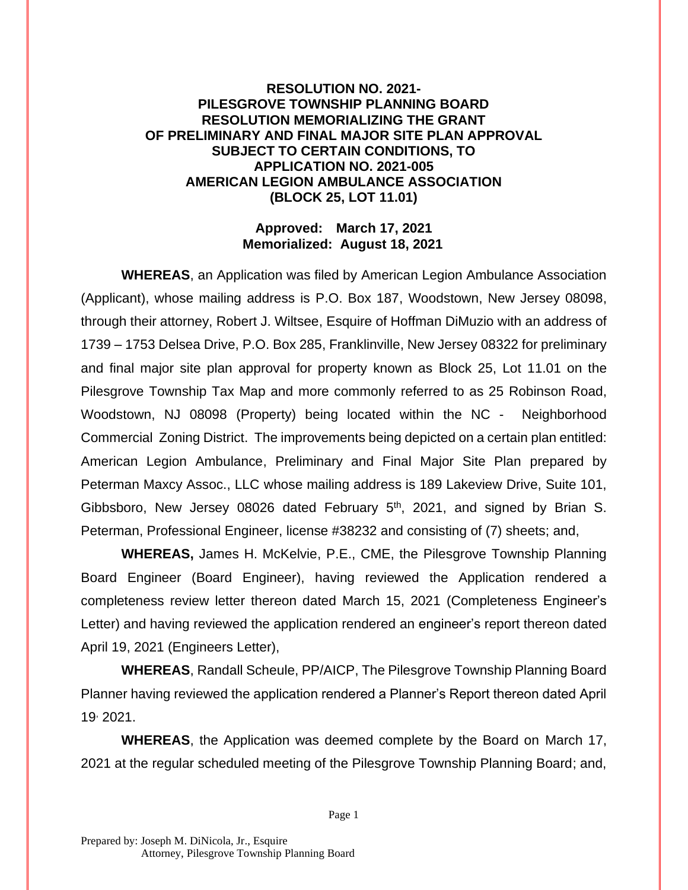**RESOLUTION NO. 2021-**
**PILESGROVE TOWNSHIP PLANNING BOARD**
**RESOLUTION MEMORIALIZING THE GRANT**
**OF PRELIMINARY AND FINAL MAJOR SITE PLAN APPROVAL**
**SUBJECT TO CERTAIN CONDITIONS, TO**
**APPLICATION NO. 2021-005**
**AMERICAN LEGION AMBULANCE ASSOCIATION**
**(BLOCK 25, LOT 11.01)**

**Approved: March 17, 2021**
**Memorialized: August 18, 2021**

**WHEREAS**, an Application was filed by American Legion Ambulance Association (Applicant), whose mailing address is P.O. Box 187, Woodstown, New Jersey 08098, through their attorney, Robert J. Wiltsee, Esquire of Hoffman DiMuzio with an address of 1739 – 1753 Delsea Drive, P.O. Box 285, Franklinville, New Jersey 08322 for preliminary and final major site plan approval for property known as Block 25, Lot 11.01 on the Pilesgrove Township Tax Map and more commonly referred to as 25 Robinson Road, Woodstown, NJ 08098 (Property) being located within the NC - Neighborhood Commercial Zoning District. The improvements being depicted on a certain plan entitled: American Legion Ambulance, Preliminary and Final Major Site Plan prepared by Peterman Maxcy Assoc., LLC whose mailing address is 189 Lakeview Drive, Suite 101, Gibbsboro, New Jersey 08026 dated February 5th, 2021, and signed by Brian S. Peterman, Professional Engineer, license #38232 and consisting of (7) sheets; and,

**WHEREAS,** James H. McKelvie, P.E., CME, the Pilesgrove Township Planning Board Engineer (Board Engineer), having reviewed the Application rendered a completeness review letter thereon dated March 15, 2021 (Completeness Engineer's Letter) and having reviewed the application rendered an engineer's report thereon dated April 19, 2021 (Engineers Letter),

**WHEREAS**, Randall Scheule, PP/AICP, The Pilesgrove Township Planning Board Planner having reviewed the application rendered a Planner's Report thereon dated April 19, 2021.

**WHEREAS**, the Application was deemed complete by the Board on March 17, 2021 at the regular scheduled meeting of the Pilesgrove Township Planning Board; and,

Prepared by: Joseph M. DiNicola, Jr., Esquire
Attorney, Pilesgrove Township Planning Board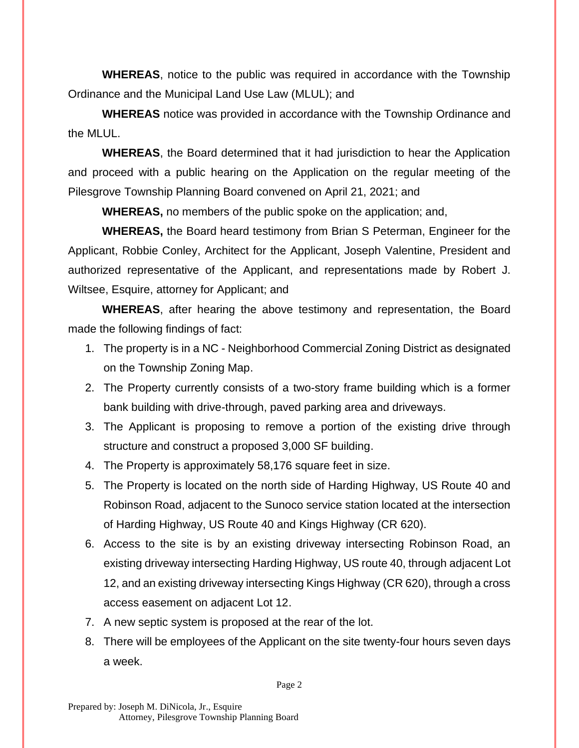**WHEREAS**, notice to the public was required in accordance with the Township Ordinance and the Municipal Land Use Law (MLUL); and

**WHEREAS** notice was provided in accordance with the Township Ordinance and the MLUL.

**WHEREAS**, the Board determined that it had jurisdiction to hear the Application and proceed with a public hearing on the Application on the regular meeting of the Pilesgrove Township Planning Board convened on April 21, 2021; and

**WHEREAS,** no members of the public spoke on the application; and,

**WHEREAS,** the Board heard testimony from Brian S Peterman, Engineer for the Applicant, Robbie Conley, Architect for the Applicant, Joseph Valentine, President and authorized representative of the Applicant, and representations made by Robert J. Wiltsee, Esquire, attorney for Applicant; and

**WHEREAS**, after hearing the above testimony and representation, the Board made the following findings of fact:

1. The property is in a NC - Neighborhood Commercial Zoning District as designated on the Township Zoning Map.
2. The Property currently consists of a two-story frame building which is a former bank building with drive-through, paved parking area and driveways.
3. The Applicant is proposing to remove a portion of the existing drive through structure and construct a proposed 3,000 SF building.
4. The Property is approximately 58,176 square feet in size.
5. The Property is located on the north side of Harding Highway, US Route 40 and Robinson Road, adjacent to the Sunoco service station located at the intersection of Harding Highway, US Route 40 and Kings Highway (CR 620).
6. Access to the site is by an existing driveway intersecting Robinson Road, an existing driveway intersecting Harding Highway, US route 40, through adjacent Lot 12, and an existing driveway intersecting Kings Highway (CR 620), through a cross access easement on adjacent Lot 12.
7. A new septic system is proposed at the rear of the lot.
8. There will be employees of the Applicant on the site twenty-four hours seven days a week.

Prepared by: Joseph M. DiNicola, Jr., Esquire
Attorney, Pilesgrove Township Planning Board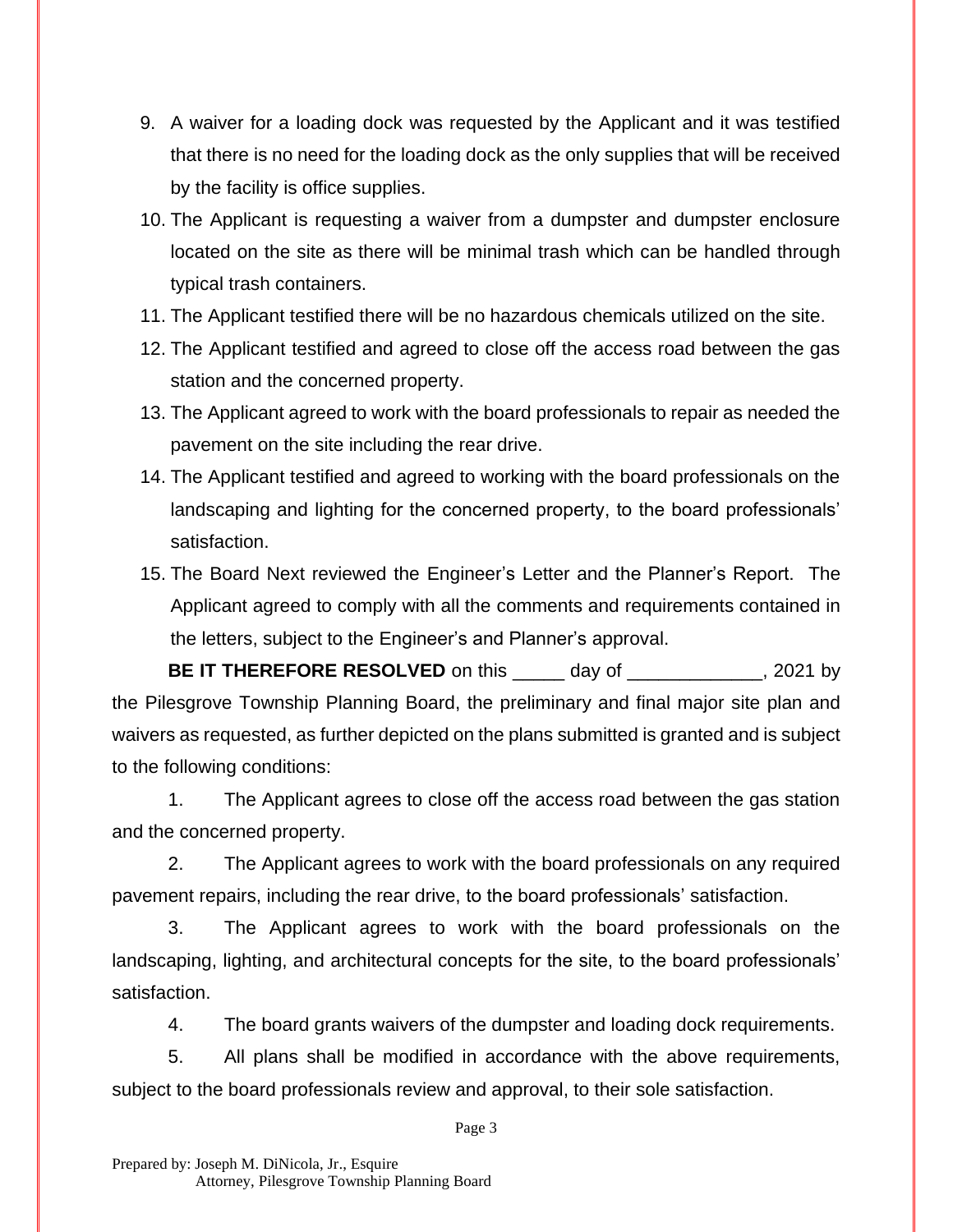9. A waiver for a loading dock was requested by the Applicant and it was testified that there is no need for the loading dock as the only supplies that will be received by the facility is office supplies.
10. The Applicant is requesting a waiver from a dumpster and dumpster enclosure located on the site as there will be minimal trash which can be handled through typical trash containers.
11. The Applicant testified there will be no hazardous chemicals utilized on the site.
12. The Applicant testified and agreed to close off the access road between the gas station and the concerned property.
13. The Applicant agreed to work with the board professionals to repair as needed the pavement on the site including the rear drive.
14. The Applicant testified and agreed to working with the board professionals on the landscaping and lighting for the concerned property, to the board professionals' satisfaction.
15. The Board Next reviewed the Engineer's Letter and the Planner's Report. The Applicant agreed to comply with all the comments and requirements contained in the letters, subject to the Engineer's and Planner's approval.

**BE IT THEREFORE RESOLVED** on this _____ day of _____________, 2021 by the Pilesgrove Township Planning Board, the preliminary and final major site plan and waivers as requested, as further depicted on the plans submitted is granted and is subject to the following conditions:

1. The Applicant agrees to close off the access road between the gas station and the concerned property.

2. The Applicant agrees to work with the board professionals on any required pavement repairs, including the rear drive, to the board professionals' satisfaction.

3. The Applicant agrees to work with the board professionals on the landscaping, lighting, and architectural concepts for the site, to the board professionals' satisfaction.

4. The board grants waivers of the dumpster and loading dock requirements.

5. All plans shall be modified in accordance with the above requirements, subject to the board professionals review and approval, to their sole satisfaction.

Prepared by: Joseph M. DiNicola, Jr., Esquire
Attorney, Pilesgrove Township Planning Board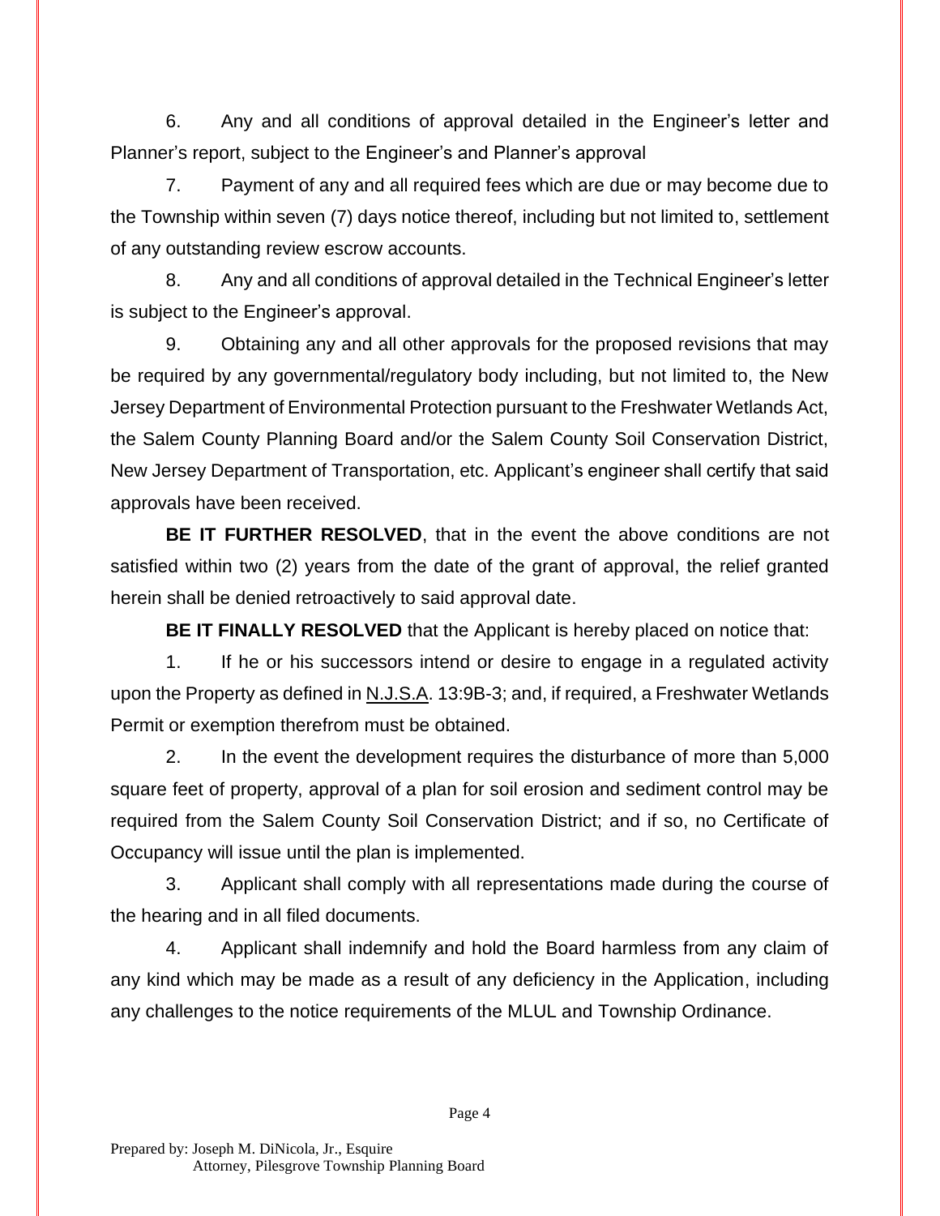6. Any and all conditions of approval detailed in the Engineer's letter and Planner's report, subject to the Engineer's and Planner's approval

7. Payment of any and all required fees which are due or may become due to the Township within seven (7) days notice thereof, including but not limited to, settlement of any outstanding review escrow accounts.

8. Any and all conditions of approval detailed in the Technical Engineer's letter is subject to the Engineer's approval.

9. Obtaining any and all other approvals for the proposed revisions that may be required by any governmental/regulatory body including, but not limited to, the New Jersey Department of Environmental Protection pursuant to the Freshwater Wetlands Act, the Salem County Planning Board and/or the Salem County Soil Conservation District, New Jersey Department of Transportation, etc. Applicant's engineer shall certify that said approvals have been received.

**BE IT FURTHER RESOLVED**, that in the event the above conditions are not satisfied within two (2) years from the date of the grant of approval, the relief granted herein shall be denied retroactively to said approval date.

**BE IT FINALLY RESOLVED** that the Applicant is hereby placed on notice that:

1. If he or his successors intend or desire to engage in a regulated activity upon the Property as defined in N.J.S.A. 13:9B-3; and, if required, a Freshwater Wetlands Permit or exemption therefrom must be obtained.

2. In the event the development requires the disturbance of more than 5,000 square feet of property, approval of a plan for soil erosion and sediment control may be required from the Salem County Soil Conservation District; and if so, no Certificate of Occupancy will issue until the plan is implemented.

3. Applicant shall comply with all representations made during the course of the hearing and in all filed documents.

4. Applicant shall indemnify and hold the Board harmless from any claim of any kind which may be made as a result of any deficiency in the Application, including any challenges to the notice requirements of the MLUL and Township Ordinance.

Prepared by: Joseph M. DiNicola, Jr., Esquire
Attorney, Pilesgrove Township Planning Board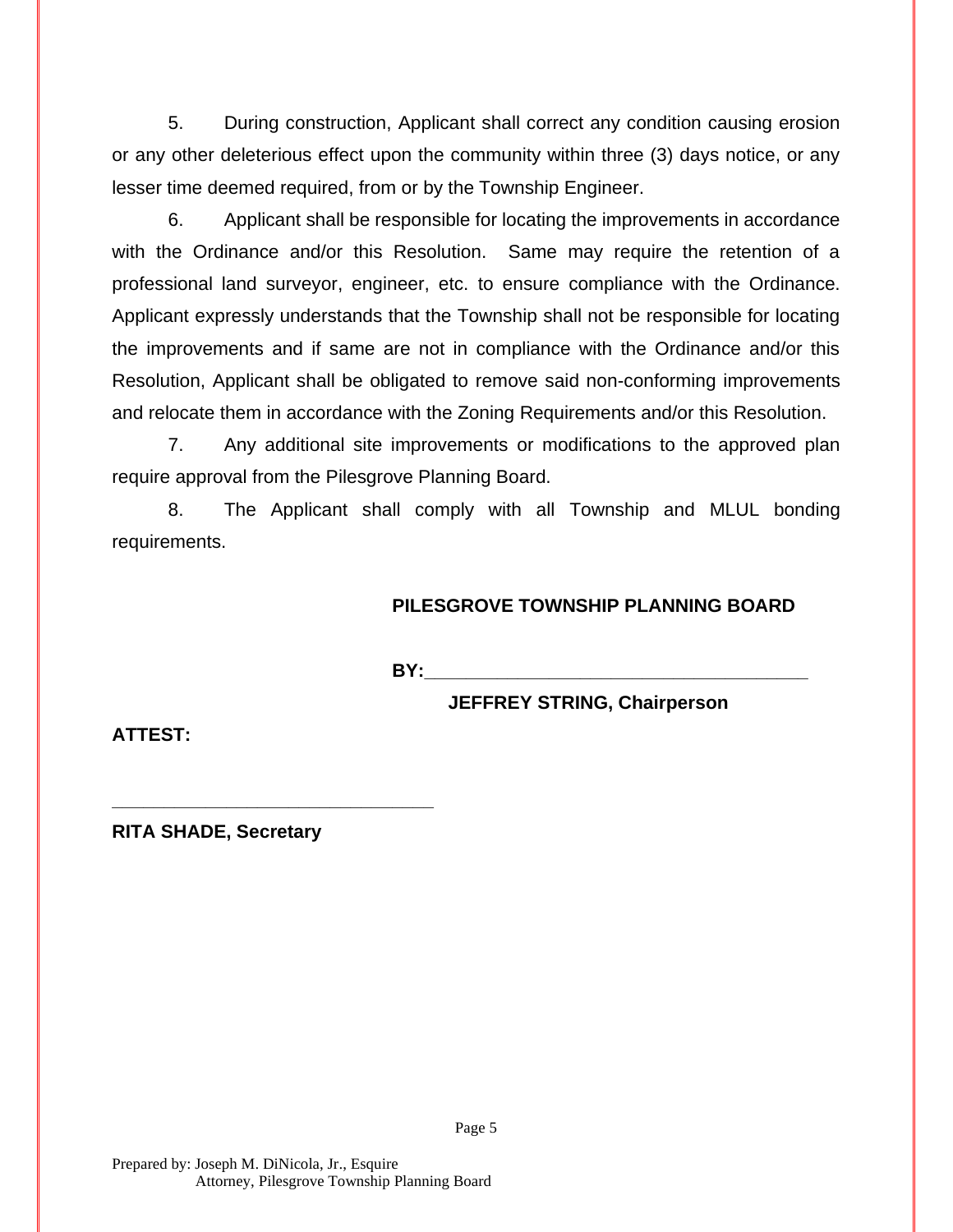5. During construction, Applicant shall correct any condition causing erosion or any other deleterious effect upon the community within three (3) days notice, or any lesser time deemed required, from or by the Township Engineer.

6. Applicant shall be responsible for locating the improvements in accordance with the Ordinance and/or this Resolution. Same may require the retention of a professional land surveyor, engineer, etc. to ensure compliance with the Ordinance. Applicant expressly understands that the Township shall not be responsible for locating the improvements and if same are not in compliance with the Ordinance and/or this Resolution, Applicant shall be obligated to remove said non-conforming improvements and relocate them in accordance with the Zoning Requirements and/or this Resolution.

7. Any additional site improvements or modifications to the approved plan require approval from the Pilesgrove Planning Board.

8. The Applicant shall comply with all Township and MLUL bonding requirements.

**PILESGROVE TOWNSHIP PLANNING BOARD**

**BY:**\_\_\_\_\_\_\_\_\_\_\_\_\_\_\_\_\_\_\_\_\_\_\_\_\_\_\_\_\_\_\_\_\_\_\_\_\_\_\_

**JEFFREY STRING, Chairperson**

**ATTEST:**

\_\_\_\_\_\_\_\_\_\_\_\_\_\_\_\_\_\_\_\_\_\_\_\_\_\_\_\_\_\_\_\_\_\_

**RITA SHADE, Secretary**

Prepared by: Joseph M. DiNicola, Jr., Esquire
Attorney, Pilesgrove Township Planning Board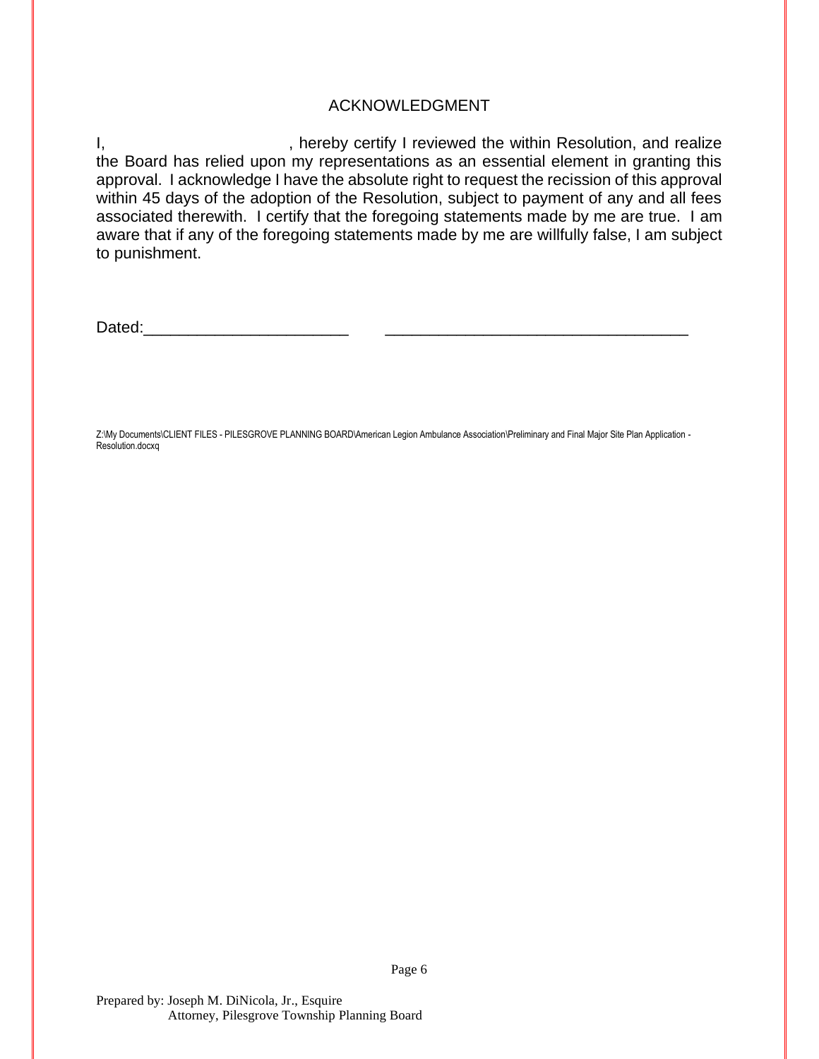## ACKNOWLEDGMENT

I, ______________________, hereby certify I reviewed the within Resolution, and realize the Board has relied upon my representations as an essential element in granting this approval. I acknowledge I have the absolute right to request the recission of this approval within 45 days of the adoption of the Resolution, subject to payment of any and all fees associated therewith. I certify that the foregoing statements made by me are true. I am aware that if any of the foregoing statements made by me are willfully false, I am subject to punishment.

Dated:______________________ ________________________________

Z:\My Documents\CLIENT FILES - PILESGROVE PLANNING BOARD\American Legion Ambulance Association\Preliminary and Final Major Site Plan Application - Resolution.docxq

Prepared by: Joseph M. DiNicola, Jr., Esquire
Attorney, Pilesgrove Township Planning Board